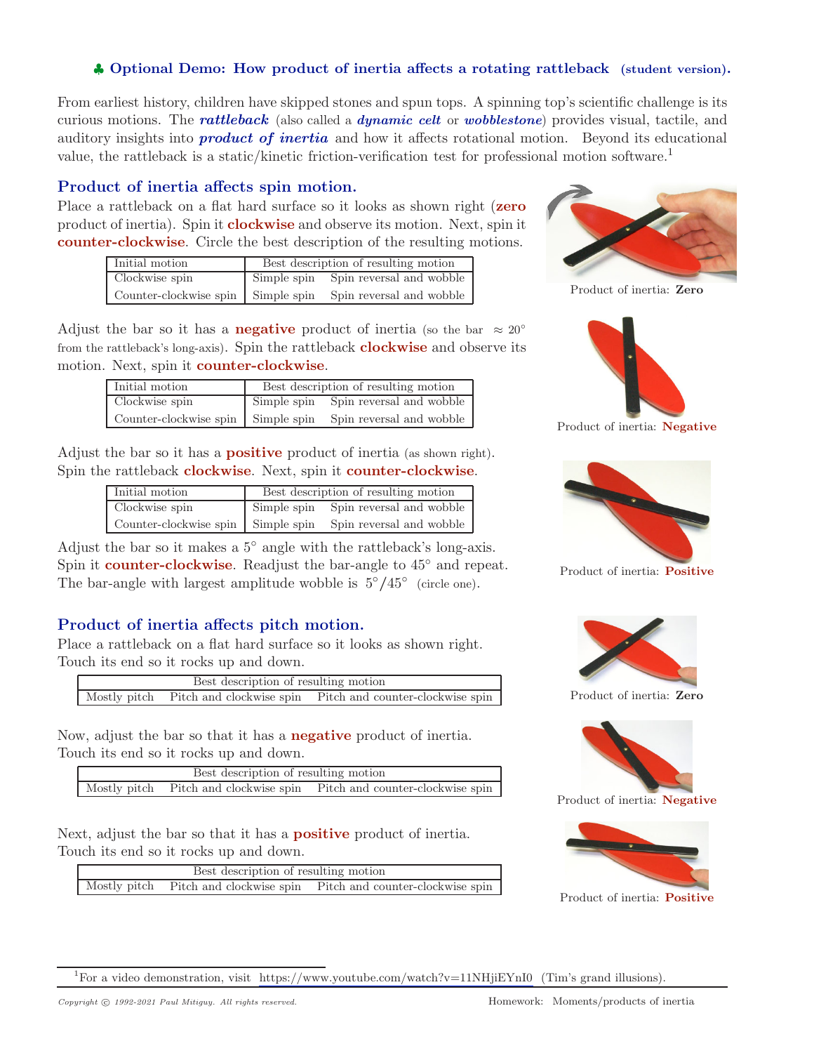## ♣ Optional Demo: How product of inertia affects a rotating rattleback (student version).

From earliest history, children have skipped stones and spun tops. A spinning top's scientific challenge is its curious motions. The ***rattleback*** (also called a ***dynamic celt*** or ***wobblestone***) provides visual, tactile, and auditory insights into ***product of inertia*** and how it affects rotational motion. Beyond its educational value, the rattleback is a static/kinetic friction-verification test for professional motion software.[1]

### Product of inertia affects spin motion.

Place a rattleback on a flat hard surface so it looks as shown right (**zero** product of inertia). Spin it **clockwise** and observe its motion. Next, spin it **counter-clockwise**. Circle the best description of the resulting motions.

| Initial motion | Best description of resulting motion | |
|---|---|---|
| Clockwise spin | Simple spin | Spin reversal and wobble |
| Counter-clockwise spin | Simple spin | Spin reversal and wobble |

Product of inertia: **Zero**

Adjust the bar so it has a **negative** product of inertia (so the bar $\approx 20^\circ$ from the rattleback's long-axis). Spin the rattleback **clockwise** and observe its motion. Next, spin it **counter-clockwise**.

| Initial motion | Best description of resulting motion | |
|---|---|---|
| Clockwise spin | Simple spin | Spin reversal and wobble |
| Counter-clockwise spin | Simple spin | Spin reversal and wobble |

Product of inertia: **Negative**

Adjust the bar so it has a **positive** product of inertia (as shown right). Spin the rattleback **clockwise**. Next, spin it **counter-clockwise**.

| Initial motion | Best description of resulting motion | |
|---|---|---|
| Clockwise spin | Simple spin | Spin reversal and wobble |
| Counter-clockwise spin | Simple spin | Spin reversal and wobble |

Product of inertia: **Positive**

Adjust the bar so it makes a $5^\circ$ angle with the rattleback's long-axis. Spin it **counter-clockwise**. Readjust the bar-angle to $45^\circ$ and repeat. The bar-angle with largest amplitude wobble is $5^\circ / 45^\circ$ (circle one).

### Product of inertia affects pitch motion.

Place a rattleback on a flat hard surface so it looks as shown right. Touch its end so it rocks up and down.

| Best description of resulting motion | | |
|---|---|---|
| Mostly pitch | Pitch and clockwise spin | Pitch and counter-clockwise spin |

Product of inertia: **Zero**

Now, adjust the bar so that it has a **negative** product of inertia. Touch its end so it rocks up and down.

| Best description of resulting motion | | |
|---|---|---|
| Mostly pitch | Pitch and clockwise spin | Pitch and counter-clockwise spin |

Product of inertia: **Negative**

Next, adjust the bar so that it has a **positive** product of inertia. Touch its end so it rocks up and down.

| Best description of resulting motion | | |
|---|---|---|
| Mostly pitch | Pitch and clockwise spin | Pitch and counter-clockwise spin |

Product of inertia: **Positive**

---

[1] For a video demonstration, visit https://www.youtube.com/watch?v=11NHjiEYnI0 (Tim's grand illusions).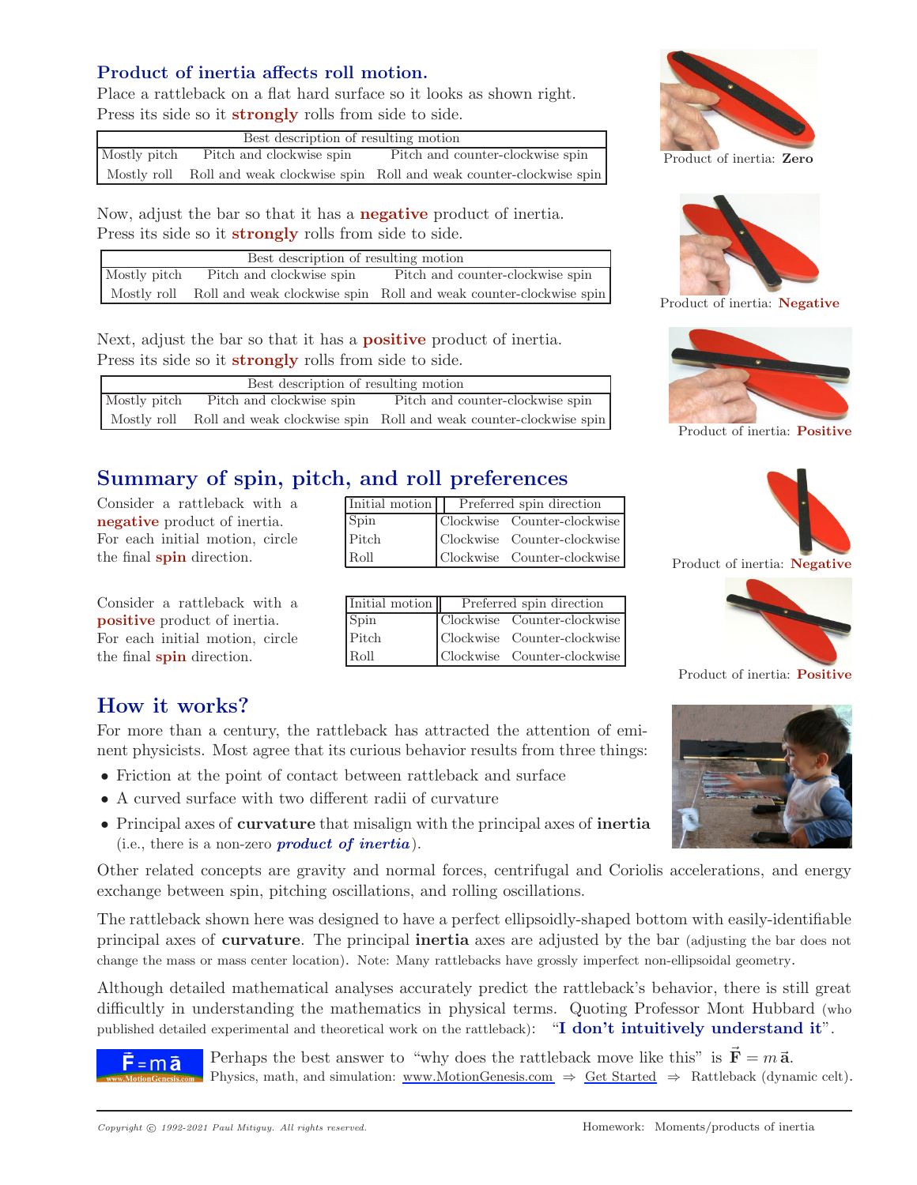## Product of inertia affects roll motion.

Place a rattleback on a flat hard surface so it looks as shown right.
Press its side so it **strongly** rolls from side to side.

| Best description of resulting motion | | |
|---|---|---|
| Mostly pitch | Pitch and clockwise spin | Pitch and counter-clockwise spin |
| Mostly roll | Roll and weak clockwise spin | Roll and weak counter-clockwise spin |

Product of inertia: **Zero**

Now, adjust the bar so that it has a **negative** product of inertia.
Press its side so it **strongly** rolls from side to side.

| Best description of resulting motion | | |
|---|---|---|
| Mostly pitch | Pitch and clockwise spin | Pitch and counter-clockwise spin |
| Mostly roll | Roll and weak clockwise spin | Roll and weak counter-clockwise spin |

Product of inertia: **Negative**

Next, adjust the bar so that it has a **positive** product of inertia.
Press its side so it **strongly** rolls from side to side.

| Best description of resulting motion | | |
|---|---|---|
| Mostly pitch | Pitch and clockwise spin | Pitch and counter-clockwise spin |
| Mostly roll | Roll and weak clockwise spin | Roll and weak counter-clockwise spin |

Product of inertia: **Positive**

## Summary of spin, pitch, and roll preferences

Consider a rattleback with a **negative** product of inertia.
For each initial motion, circle the final **spin** direction.

| Initial motion | Preferred spin direction | |
|---|---|---|
| Spin | Clockwise | Counter-clockwise |
| Pitch | Clockwise | Counter-clockwise |
| Roll | Clockwise | Counter-clockwise |

Product of inertia: **Negative**

Consider a rattleback with a **positive** product of inertia.
For each initial motion, circle the final **spin** direction.

| Initial motion | Preferred spin direction | |
|---|---|---|
| Spin | Clockwise | Counter-clockwise |
| Pitch | Clockwise | Counter-clockwise |
| Roll | Clockwise | Counter-clockwise |

Product of inertia: **Positive**

## How it works?

For more than a century, the rattleback has attracted the attention of eminent physicists. Most agree that its curious behavior results from three things:

- Friction at the point of contact between rattleback and surface
- A curved surface with two different radii of curvature
- Principal axes of **curvature** that misalign with the principal axes of **inertia** (i.e., there is a non-zero ***product of inertia***).

Other related concepts are gravity and normal forces, centrifugal and Coriolis accelerations, and energy exchange between spin, pitching oscillations, and rolling oscillations.

The rattleback shown here was designed to have a perfect ellipsoidly-shaped bottom with easily-identifiable principal axes of **curvature**. The principal **inertia** axes are adjusted by the bar (adjusting the bar does not change the mass or mass center location). Note: Many rattlebacks have grossly imperfect non-ellipsoidal geometry.

Although detailed mathematical analyses accurately predict the rattleback's behavior, there is still great difficultly in understanding the mathematics in physical terms. Quoting Professor Mont Hubbard (who published detailed experimental and theoretical work on the rattleback): "**I don't intuitively understand it**".

Perhaps the best answer to "why does the rattleback move like this" is $\vec{\mathbf{F}} = m\,\vec{\mathbf{a}}$.
Physics, math, and simulation: www.MotionGenesis.com ⇒ Get Started ⇒ Rattleback (dynamic celt).

Copyright © 1992-2021 Paul Mitiguy. All rights reserved.

Homework: Moments/products of inertia